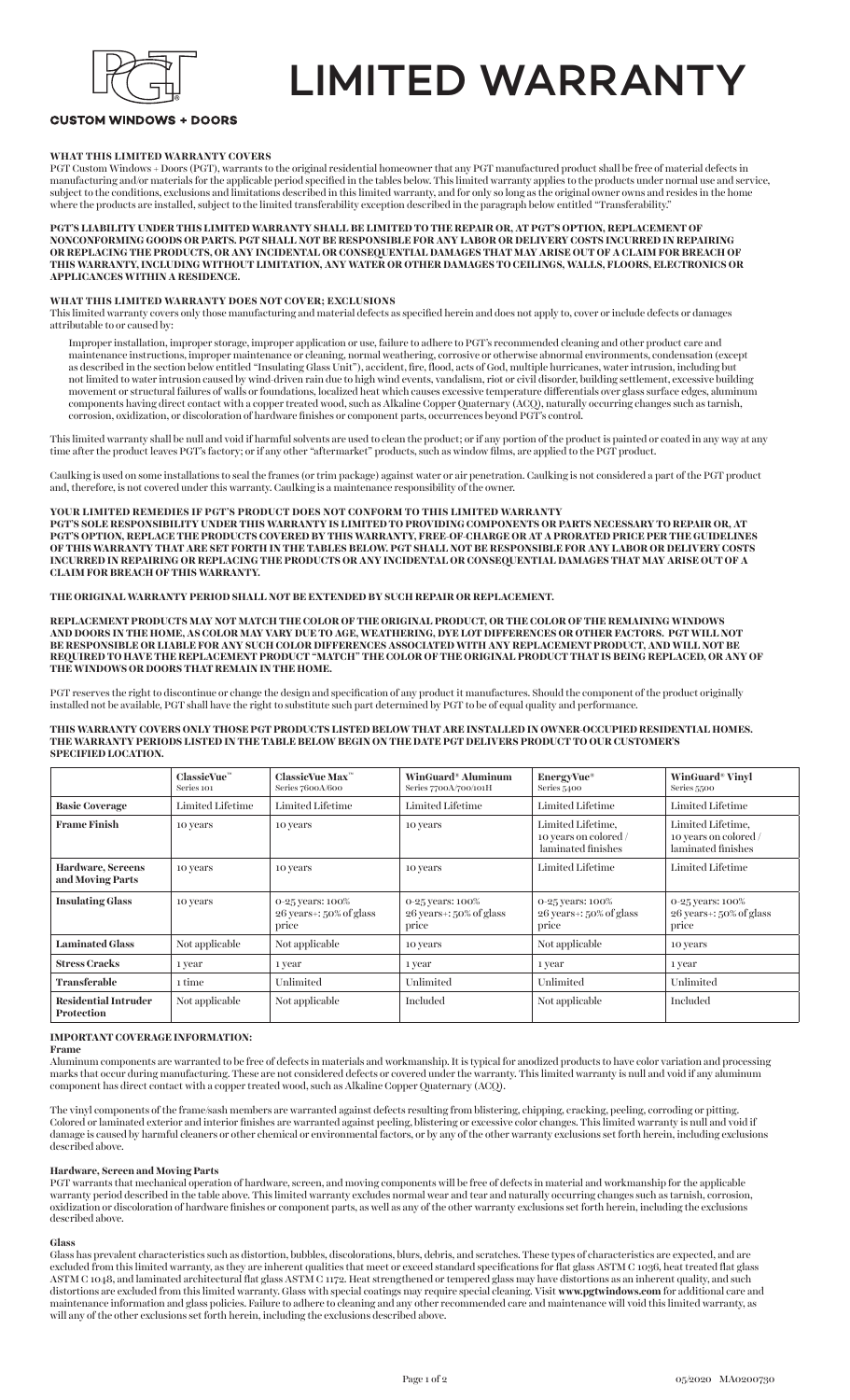# LIMITED WARRANTY

**CUSTOM WINDOWS + DOORS**

### WHAT THIS LIMITED WARRANTY COVERS

PGT Custom Windows + Doors (PGT), warrants to the original residential homeowner that any PGT manufactured product shall be free of material defects in manufacturing and/or materials for the applicable period specified in the tables below. This limited warranty applies to the products under normal use and service, subject to the conditions, exclusions and limitations described in this limited warranty, and for only so long as the original owner owns and resides in the home where the products are installed, subject to the limited transferability exception described in the paragraph below entitled "Transferability."

**PGT'S LIABILITY UNDER THIS LIMITED WARRANTY SHALL BE LIMITED TO THE REPAIR OR, AT PGT'S OPTION, REPLACEMENT OF NONCONFORMING GOODS OR PARTS. PGT SHALL NOT BE RESPONSIBLE FOR ANY LABOR OR DELIVERY COSTS INCURRED IN REPAIRING OR REPLACING THE PRODUCTS, OR ANY INCIDENTAL OR CONSEQUENTIAL DAMAGES THAT MAY ARISE OUT OF A CLAIM FOR BREACH OF THIS WARRANTY, INCLUDING WITHOUT LIMITATION, ANY WATER OR OTHER DAMAGES TO CEILINGS, WALLS, FLOORS, ELECTRONICS OR APPLICANCES WITHIN A RESIDENCE.**

### WHAT THIS LIMITED WARRANTY DOES NOT COVER; EXCLUSIONS

This limited warranty covers only those manufacturing and material defects as specified herein and does not apply to, cover or include defects or damages attributable to or caused by:

Improper installation, improper storage, improper application or use, failure to adhere to PGT's recommended cleaning and other product care and maintenance instructions, improper maintenance or cleaning, normal weathering, corrosive or otherwise abnormal environments, condensation (except as described in the section below entitled "Insulating Glass Unit"), accident, fire, flood, acts of God, multiple hurricanes, water intrusion, including but not limited to water intrusion caused by wind-driven rain due to high wind events, vandalism, riot or civil disorder, building settlement, excessive building movement or structural failures of walls or foundations, localized heat which causes excessive temperature differentials over glass surface edges, aluminum components having direct contact with a copper treated wood, such as Alkaline Copper Quaternary (ACQ), naturally occurring changes such as tarnish, corrosion, oxidization, or discoloration of hardware finishes or component parts, occurrences beyond PGT's control.

This limited warranty shall be null and void if harmful solvents are used to clean the product; or if any portion of the product is painted or coated in any way at any time after the product leaves PGT's factory; or if any other "aftermarket" products, such as window films, are applied to the PGT product.

Caulking is used on some installations to seal the frames (or trim package) against water or air penetration. Caulking is not considered a part of the PGT product and, therefore, is not covered under this warranty. Caulking is a maintenance responsibility of the owner.

### YOUR LIMITED REMEDIES IF PGT'S PRODUCT DOES NOT CONFORM TO THIS LIMITED WARRANTY

**PGT'S SOLE RESPONSIBILITY UNDER THIS WARRANTY IS LIMITED TO PROVIDING COMPONENTS OR PARTS NECESSARY TO REPAIR OR, AT PGT'S OPTION, REPLACE THE PRODUCTS COVERED BY THIS WARRANTY, FREE-OF-CHARGE OR AT A PRORATED PRICE PER THE GUIDELINES OF THIS WARRANTY THAT ARE SET FORTH IN THE TABLES BELOW. PGT SHALL NOT BE RESPONSIBLE FOR ANY LABOR OR DELIVERY COSTS INCURRED IN REPAIRING OR REPLACING THE PRODUCTS OR ANY INCIDENTAL OR CONSEQUENTIAL DAMAGES THAT MAY ARISE OUT OF A CLAIM FOR BREACH OF THIS WARRANTY.**

**THE ORIGINAL WARRANTY PERIOD SHALL NOT BE EXTENDED BY SUCH REPAIR OR REPLACEMENT.**

**REPLACEMENT PRODUCTS MAY NOT MATCH THE COLOR OF THE ORIGINAL PRODUCT, OR THE COLOR OF THE REMAINING WINDOWS AND DOORS IN THE HOME, AS COLOR MAY VARY DUE TO AGE, WEATHERING, DYE LOT DIFFERENCES OR OTHER FACTORS. PGT WILL NOT BE RESPONSIBLE OR LIABLE FOR ANY SUCH COLOR DIFFERENCES ASSOCIATED WITH ANY REPLACEMENT PRODUCT, AND WILL NOT BE REQUIRED TO HAVE THE REPLACEMENT PRODUCT "MATCH" THE COLOR OF THE ORIGINAL PRODUCT THAT IS BEING REPLACED, OR ANY OF THE WINDOWS OR DOORS THAT REMAIN IN THE HOME.**

PGT reserves the right to discontinue or change the design and specification of any product it manufactures. Should the component of the product originally installed not be available, PGT shall have the right to substitute such part determined by PGT to be of equal quality and performance.

**THIS WARRANTY COVERS ONLY THOSE PGT PRODUCTS LISTED BELOW THAT ARE INSTALLED IN OWNER-OCCUPIED RESIDENTIAL HOMES. THE WARRANTY PERIODS LISTED IN THE TABLE BELOW BEGIN ON THE DATE PGT DELIVERS PRODUCT TO OUR CUSTOMER'S SPECIFIED LOCATION.**

| | **ClassicVue™** Series 101 | **ClassicVue Max™** Series 7600A/600 | **WinGuard® Aluminum** Series 7700A/700/101H | **EnergyVue®** Series 5400 | **WinGuard® Vinyl** Series 5500 |
|---|---|---|---|---|---|
| **Basic Coverage** | Limited Lifetime | Limited Lifetime | Limited Lifetime | Limited Lifetime | Limited Lifetime |
| **Frame Finish** | 10 years | 10 years | 10 years | Limited Lifetime, 10 years on colored / laminated finishes | Limited Lifetime, 10 years on colored / laminated finishes |
| **Hardware, Screens and Moving Parts** | 10 years | 10 years | 10 years | Limited Lifetime | Limited Lifetime |
| **Insulating Glass** | 10 years | 0-25 years: 100% 26 years+: 50% of glass price | 0-25 years: 100% 26 years+: 50% of glass price | 0-25 years: 100% 26 years+: 50% of glass price | 0-25 years: 100% 26 years+: 50% of glass price |
| **Laminated Glass** | Not applicable | Not applicable | 10 years | Not applicable | 10 years |
| **Stress Cracks** | 1 year | 1 year | 1 year | 1 year | 1 year |
| **Transferable** | 1 time | Unlimited | Unlimited | Unlimited | Unlimited |
| **Residential Intruder Protection** | Not applicable | Not applicable | Included | Not applicable | Included |

### IMPORTANT COVERAGE INFORMATION:

#### Frame

Aluminum components are warranted to be free of defects in materials and workmanship. It is typical for anodized products to have color variation and processing marks that occur during manufacturing. These are not considered defects or covered under the warranty. This limited warranty is null and void if any aluminum component has direct contact with a copper treated wood, such as Alkaline Copper Quaternary (ACQ).

The vinyl components of the frame/sash members are warranted against defects resulting from blistering, chipping, cracking, peeling, corroding or pitting. Colored or laminated exterior and interior finishes are warranted against peeling, blistering or excessive color changes. This limited warranty is null and void if damage is caused by harmful cleaners or other chemical or environmental factors, or by any of the other warranty exclusions set forth herein, including exclusions described above.

#### Hardware, Screen and Moving Parts

PGT warrants that mechanical operation of hardware, screen, and moving components will be free of defects in material and workmanship for the applicable warranty period described in the table above. This limited warranty excludes normal wear and tear and naturally occurring changes such as tarnish, corrosion, oxidization or discoloration of hardware finishes or component parts, as well as any of the other warranty exclusions set forth herein, including the exclusions described above.

#### Glass

Glass has prevalent characteristics such as distortion, bubbles, discolorations, blurs, debris, and scratches. These types of characteristics are expected, and are excluded from this limited warranty, as they are inherent qualities that meet or exceed standard specifications for flat glass ASTM C 1036, heat treated flat glass ASTM C 1048, and laminated architectural flat glass ASTM C 1172. Heat strengthened or tempered glass may have distortions as an inherent quality, and such distortions are excluded from this limited warranty. Glass with special coatings may require special cleaning. Visit **www.pgtwindows.com** for additional care and maintenance information and glass policies. Failure to adhere to cleaning and any other recommended care and maintenance will void this limited warranty, as will any of the other exclusions set forth herein, including the exclusions described above.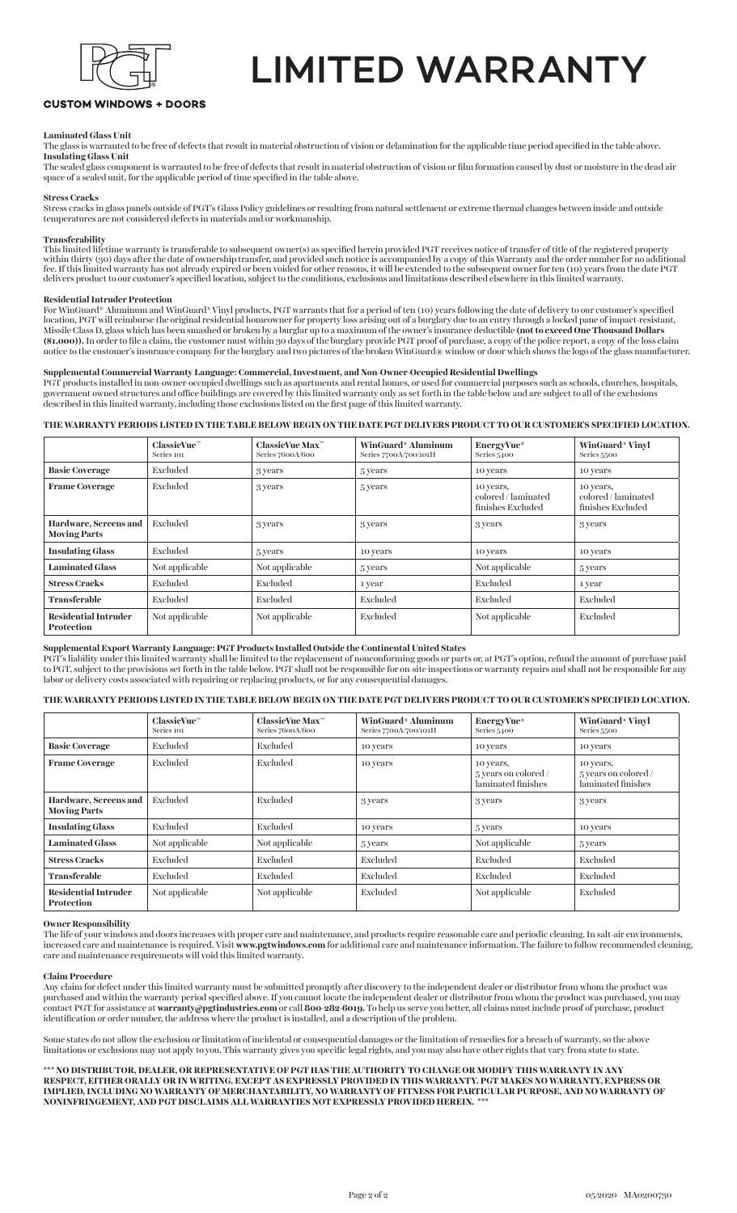# LIMITED WARRANTY

**CUSTOM WINDOWS + DOORS**

**Laminated Glass Unit**

The glass is warranted to be free of defects that result in material obstruction of vision or delamination for the applicable time period specified in the table above.

**Insulating Glass Unit**

The sealed glass component is warranted to be free of defects that result in material obstruction of vision or film formation caused by dust or moisture in the dead air space of a sealed unit, for the applicable period of time specified in the table above.

**Stress Cracks**

Stress cracks in glass panels outside of PGT's Glass Policy guidelines or resulting from natural settlement or extreme thermal changes between inside and outside temperatures are not considered defects in materials and/or workmanship.

**Transferability**

This limited lifetime warranty is transferable to subsequent owner(s) as specified herein provided PGT receives notice of transfer of title of the registered property within thirty (30) days after the date of ownership transfer, and provided such notice is accompanied by a copy of this Warranty and the order number for no additional fee. If this limited warranty has not already expired or been voided for other reasons, it will be extended to the subsequent owner for ten (10) years from the date PGT delivers product to our customer's specified location, subject to the conditions, exclusions and limitations described elsewhere in this limited warranty.

**Residential Intruder Protection**

For WinGuard® Aluminum and WinGuard® Vinyl products, PGT warrants that for a period of ten (10) years following the date of delivery to our customer's specified location, PGT will reimburse the original residential homeowner for property loss arising out of a burglary due to an entry through a locked pane of impact-resistant, Missile Class D, glass which has been smashed or broken by a burglar up to a maximum of the owner's insurance deductible **(not to exceed One Thousand Dollars ($1,000)).** In order to file a claim, the customer must within 30 days of the burglary provide PGT proof of purchase, a copy of the police report, a copy of the loss claim notice to the customer's insurance company for the burglary and two pictures of the broken WinGuard® window or door which shows the logo of the glass manufacturer.

**Supplemental Commercial Warranty Language: Commercial, Investment, and Non-Owner-Occupied Residential Dwellings**

PGT products installed in non-owner-occupied dwellings such as apartments and rental homes, or used for commercial purposes such as schools, churches, hospitals, government owned structures and office buildings are covered by this limited warranty only as set forth in the table below and are subject to all of the exclusions described in this limited warranty, including those exclusions listed on the first page of this limited warranty.

**THE WARRANTY PERIODS LISTED IN THE TABLE BELOW BEGIN ON THE DATE PGT DELIVERS PRODUCT TO OUR CUSTOMER'S SPECIFIED LOCATION.**

| | ClassicVue™ Series 101 | ClassicVue Max™ Series 7600A/600 | WinGuard® Aluminum Series 7700A/700/101H | EnergyVue® Series 5400 | WinGuard® Vinyl Series 5500 |
|---|---|---|---|---|---|
| **Basic Coverage** | Excluded | 3 years | 5 years | 10 years | 10 years |
| **Frame Coverage** | Excluded | 3 years | 5 years | 10 years, colored / laminated finishes Excluded | 10 years, colored / laminated finishes Excluded |
| **Hardware, Screens and Moving Parts** | Excluded | 3 years | 3 years | 3 years | 3 years |
| **Insulating Glass** | Excluded | 5 years | 10 years | 10 years | 10 years |
| **Laminated Glass** | Not applicable | Not applicable | 5 years | Not applicable | 5 years |
| **Stress Cracks** | Excluded | Excluded | 1 year | Excluded | 1 year |
| **Transferable** | Excluded | Excluded | Excluded | Excluded | Excluded |
| **Residential Intruder Protection** | Not applicable | Not applicable | Excluded | Not applicable | Excluded |

**Supplemental Export Warranty Language: PGT Products Installed Outside the Continental United States**

PGT's liability under this limited warranty shall be limited to the replacement of nonconforming goods or parts or, at PGT's option, refund the amount of purchase paid to PGT, subject to the provisions set forth in the table below. PGT shall not be responsible for on-site inspections or warranty repairs and shall not be responsible for any labor or delivery costs associated with repairing or replacing products, or for any consequential damages.

**THE WARRANTY PERIODS LISTED IN THE TABLE BELOW BEGIN ON THE DATE PGT DELIVERS PRODUCT TO OUR CUSTOMER'S SPECIFIED LOCATION.**

| | ClassicVue™ Series 101 | ClassicVue Max™ Series 7600A/600 | WinGuard® Aluminum Series 7700A/700/101H | EnergyVue® Series 5400 | WinGuard® Vinyl Series 5500 |
|---|---|---|---|---|---|
| **Basic Coverage** | Excluded | Excluded | 10 years | 10 years | 10 years |
| **Frame Coverage** | Excluded | Excluded | 10 years | 10 years, 5 years on colored / laminated finishes | 10 years, 5 years on colored / laminated finishes |
| **Hardware, Screens and Moving Parts** | Excluded | Excluded | 3 years | 3 years | 3 years |
| **Insulating Glass** | Excluded | Excluded | 10 years | 5 years | 10 years |
| **Laminated Glass** | Not applicable | Not applicable | 5 years | Not applicable | 5 years |
| **Stress Cracks** | Excluded | Excluded | Excluded | Excluded | Excluded |
| **Transferable** | Excluded | Excluded | Excluded | Excluded | Excluded |
| **Residential Intruder Protection** | Not applicable | Not applicable | Excluded | Not applicable | Excluded |

**Owner Responsibility**

The life of your windows and doors increases with proper care and maintenance, and products require reasonable care and periodic cleaning. In salt-air environments, increased care and maintenance is required. Visit **www.pgtwindows.com** for additional care and maintenance information. The failure to follow recommended cleaning, care and maintenance requirements will void this limited warranty.

**Claim Procedure**

Any claim for defect under this limited warranty must be submitted promptly after discovery to the independent dealer or distributor from whom the product was purchased and within the warranty period specified above. If you cannot locate the independent dealer or distributor from whom the product was purchased, you may contact PGT for assistance at **warranty@pgtindustries.com** or call **800-282-6019**. To help us serve you better, all claims must include proof of purchase, product identification or order number, the address where the product is installed, and a description of the problem.

Some states do not allow the exclusion or limitation of incidental or consequential damages or the limitation of remedies for a breach of warranty, so the above limitations or exclusions may not apply to you. This warranty gives you specific legal rights, and you may also have other rights that vary from state to state.

**\*\*\* NO DISTRIBUTOR, DEALER, OR REPRESENTATIVE OF PGT HAS THE AUTHORITY TO CHANGE OR MODIFY THIS WARRANTY IN ANY RESPECT, EITHER ORALLY OR IN WRITING. EXCEPT AS EXPRESSLY PROVIDED IN THIS WARRANTY. PGT MAKES NO WARRANTY, EXPRESS OR IMPLIED, INCLUDING NO WARRANTY OF MERCHANTABILITY, NO WARRANTY OF FITNESS FOR PARTICULAR PURPOSE, AND NO WARRANTY OF NONINFRINGEMENT, AND PGT DISCLAIMS ALL WARRANTIES NOT EXPRESSLY PROVIDED HEREIN. \*\*\***

05/2020 MA0200730